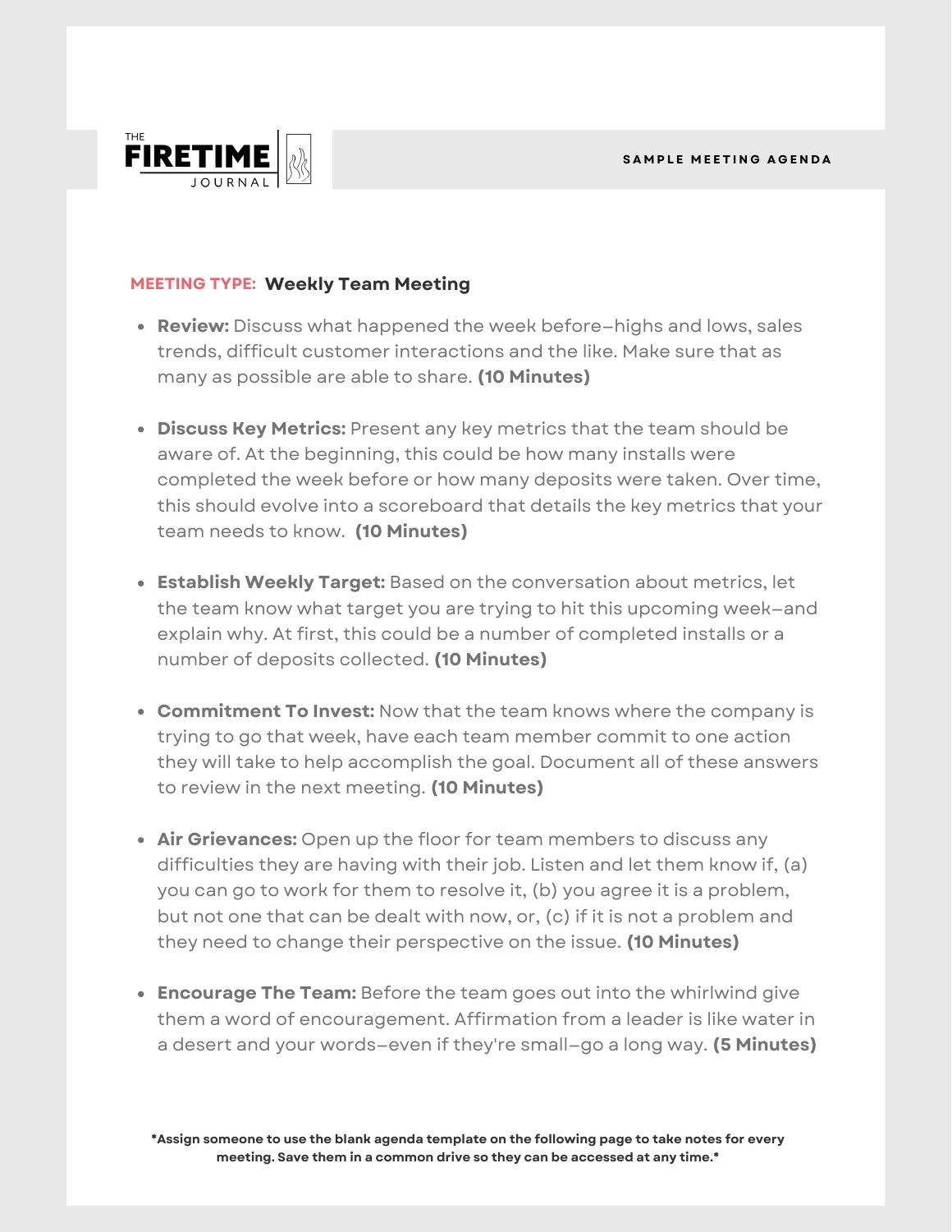THE **FIRETIME** JOURNAL

**SAMPLE MEETING AGENDA**

**MEETING TYPE: Weekly Team Meeting**

- **Review:** Discuss what happened the week before—highs and lows, sales trends, difficult customer interactions and the like. Make sure that as many as possible are able to share. **(10 Minutes)**

- **Discuss Key Metrics:** Present any key metrics that the team should be aware of. At the beginning, this could be how many installs were completed the week before or how many deposits were taken. Over time, this should evolve into a scoreboard that details the key metrics that your team needs to know. **(10 Minutes)**

- **Establish Weekly Target:** Based on the conversation about metrics, let the team know what target you are trying to hit this upcoming week—and explain why. At first, this could be a number of completed installs or a number of deposits collected. **(10 Minutes)**

- **Commitment To Invest:** Now that the team knows where the company is trying to go that week, have each team member commit to one action they will take to help accomplish the goal. Document all of these answers to review in the next meeting. **(10 Minutes)**

- **Air Grievances:** Open up the floor for team members to discuss any difficulties they are having with their job. Listen and let them know if, (a) you can go to work for them to resolve it, (b) you agree it is a problem, but not one that can be dealt with now, or, (c) if it is not a problem and they need to change their perspective on the issue. **(10 Minutes)**

- **Encourage The Team:** Before the team goes out into the whirlwind give them a word of encouragement. Affirmation from a leader is like water in a desert and your words—even if they're small—go a long way. **(5 Minutes)**

**\*Assign someone to use the blank agenda template on the following page to take notes for every meeting. Save them in a common drive so they can be accessed at any time.\***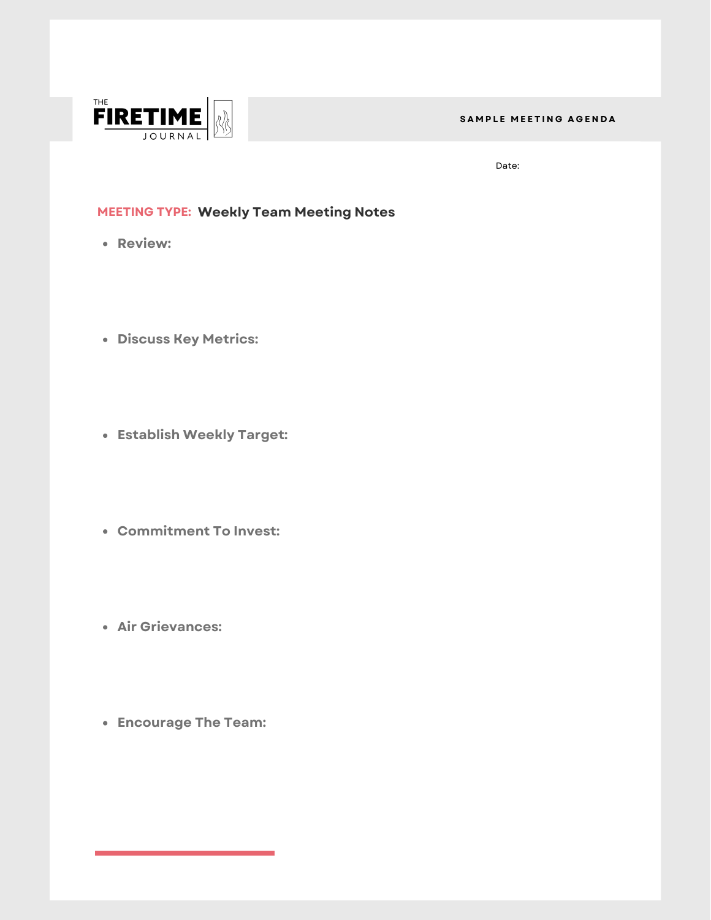THE FIRETIME JOURNAL

SAMPLE MEETING AGENDA

Date:

**MEETING TYPE:** **Weekly Team Meeting Notes**

- **Review:**

- **Discuss Key Metrics:**

- **Establish Weekly Target:**

- **Commitment To Invest:**

- **Air Grievances:**

- **Encourage The Team:**